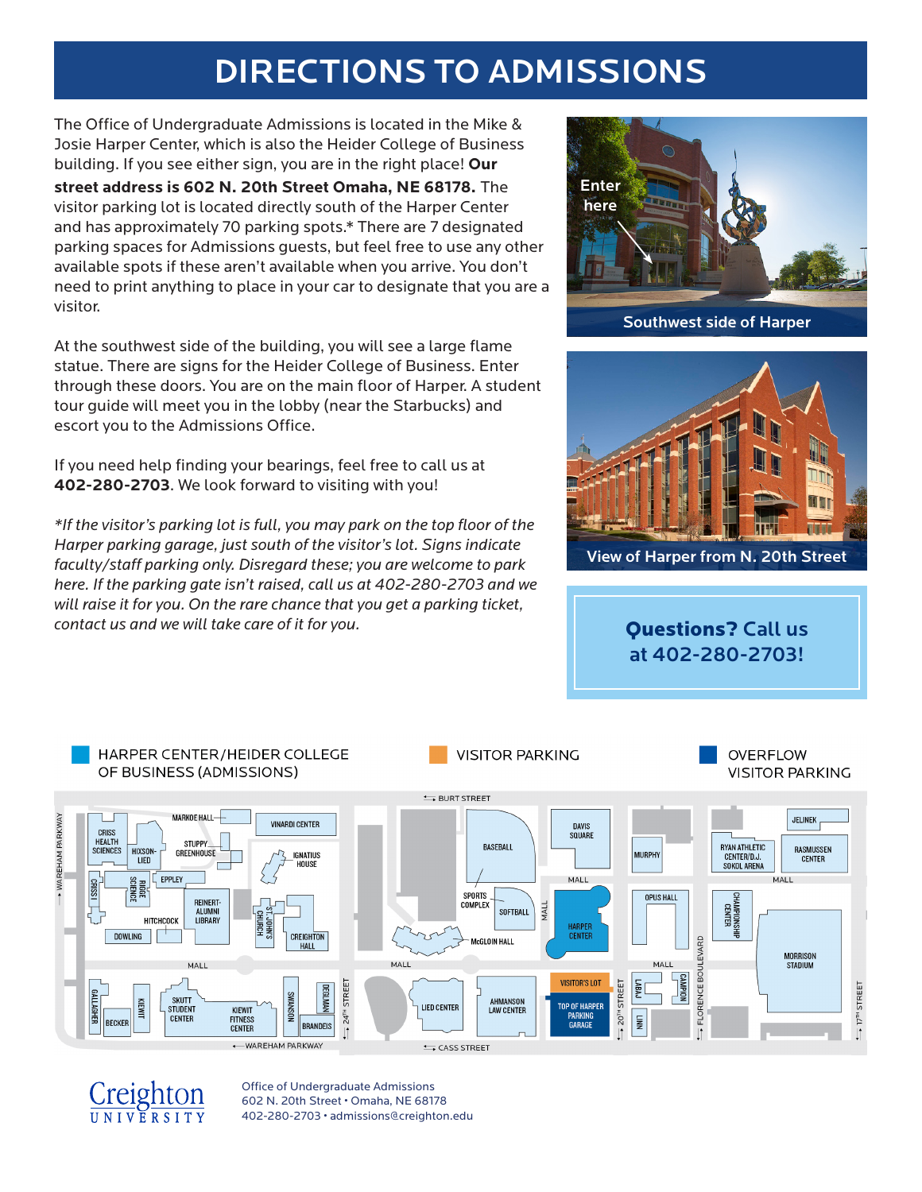# DIRECTIONS TO ADMISSIONS

The Office of Undergraduate Admissions is located in the Mike & Josie Harper Center, which is also the Heider College of Business building. If you see either sign, you are in the right place! **Our street address is 602 N. 20th Street Omaha, NE 68178.** The visitor parking lot is located directly south of the Harper Center and has approximately 70 parking spots.* There are 7 designated parking spaces for Admissions guests, but feel free to use any other available spots if these aren't available when you arrive. You don't need to print anything to place in your car to designate that you are a visitor.

At the southwest side of the building, you will see a large flame statue. There are signs for the Heider College of Business. Enter through these doors. You are on the main floor of Harper. A student tour guide will meet you in the lobby (near the Starbucks) and escort you to the Admissions Office.

If you need help finding your bearings, feel free to call us at **402-280-2703**. We look forward to visiting with you!

*\*If the visitor's parking lot is full, you may park on the top floor of the Harper parking garage, just south of the visitor's lot. Signs indicate faculty/staff parking only. Disregard these; you are welcome to park here. If the parking gate isn't raised, call us at 402-280-2703 and we will raise it for you. On the rare chance that you get a parking ticket, contact us and we will take care of it for you.*

Enter here

Southwest side of Harper

View of Harper from N. 20th Street

**Questions? Call us at 402-280-2703!**

HARPER CENTER/HEIDER COLLEGE OF BUSINESS (ADMISSIONS)

VISITOR PARKING

OVERFLOW VISITOR PARKING

Creighton UNIVERSITY

Office of Undergraduate Admissions
602 N. 20th Street • Omaha, NE 68178
402-280-2703 • admissions@creighton.edu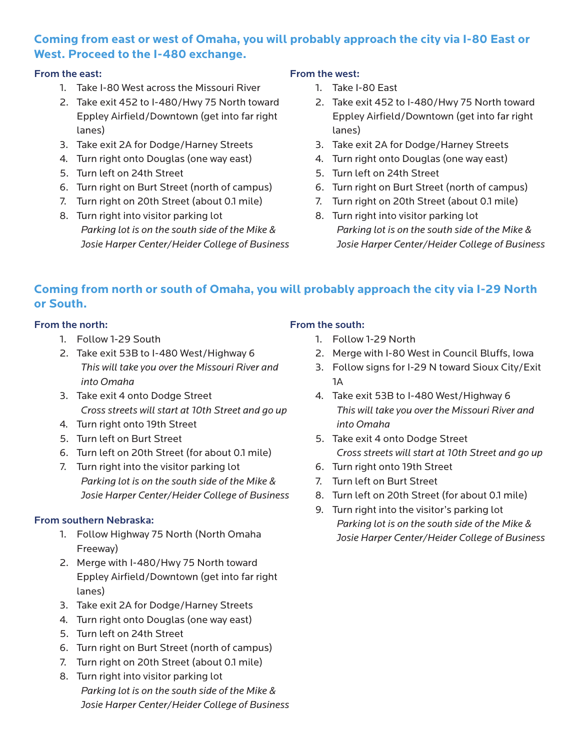## Coming from east or west of Omaha, you will probably approach the city via I-80 East or West. Proceed to the I-480 exchange.

**From the east:**

1. Take I-80 West across the Missouri River
2. Take exit 452 to I-480/Hwy 75 North toward Eppley Airfield/Downtown (get into far right lanes)
3. Take exit 2A for Dodge/Harney Streets
4. Turn right onto Douglas (one way east)
5. Turn left on 24th Street
6. Turn right on Burt Street (north of campus)
7. Turn right on 20th Street (about 0.1 mile)
8. Turn right into visitor parking lot
   *Parking lot is on the south side of the Mike & Josie Harper Center/Heider College of Business*

**From the west:**

1. Take I-80 East
2. Take exit 452 to I-480/Hwy 75 North toward Eppley Airfield/Downtown (get into far right lanes)
3. Take exit 2A for Dodge/Harney Streets
4. Turn right onto Douglas (one way east)
5. Turn left on 24th Street
6. Turn right on Burt Street (north of campus)
7. Turn right on 20th Street (about 0.1 mile)
8. Turn right into visitor parking lot
   *Parking lot is on the south side of the Mike & Josie Harper Center/Heider College of Business*

## Coming from north or south of Omaha, you will probably approach the city via I-29 North or South.

**From the north:**

1. Follow 1-29 South
2. Take exit 53B to I-480 West/Highway 6
   *This will take you over the Missouri River and into Omaha*
3. Take exit 4 onto Dodge Street
   *Cross streets will start at 10th Street and go up*
4. Turn right onto 19th Street
5. Turn left on Burt Street
6. Turn left on 20th Street (for about 0.1 mile)
7. Turn right into the visitor parking lot
   *Parking lot is on the south side of the Mike & Josie Harper Center/Heider College of Business*

**From southern Nebraska:**

1. Follow Highway 75 North (North Omaha Freeway)
2. Merge with I-480/Hwy 75 North toward Eppley Airfield/Downtown (get into far right lanes)
3. Take exit 2A for Dodge/Harney Streets
4. Turn right onto Douglas (one way east)
5. Turn left on 24th Street
6. Turn right on Burt Street (north of campus)
7. Turn right on 20th Street (about 0.1 mile)
8. Turn right into visitor parking lot
   *Parking lot is on the south side of the Mike & Josie Harper Center/Heider College of Business*

**From the south:**

1. Follow 1-29 North
2. Merge with I-80 West in Council Bluffs, Iowa
3. Follow signs for I-29 N toward Sioux City/Exit 1A
4. Take exit 53B to I-480 West/Highway 6
   *This will take you over the Missouri River and into Omaha*
5. Take exit 4 onto Dodge Street
   *Cross streets will start at 10th Street and go up*
6. Turn right onto 19th Street
7. Turn left on Burt Street
8. Turn left on 20th Street (for about 0.1 mile)
9. Turn right into the visitor's parking lot
   *Parking lot is on the south side of the Mike & Josie Harper Center/Heider College of Business*